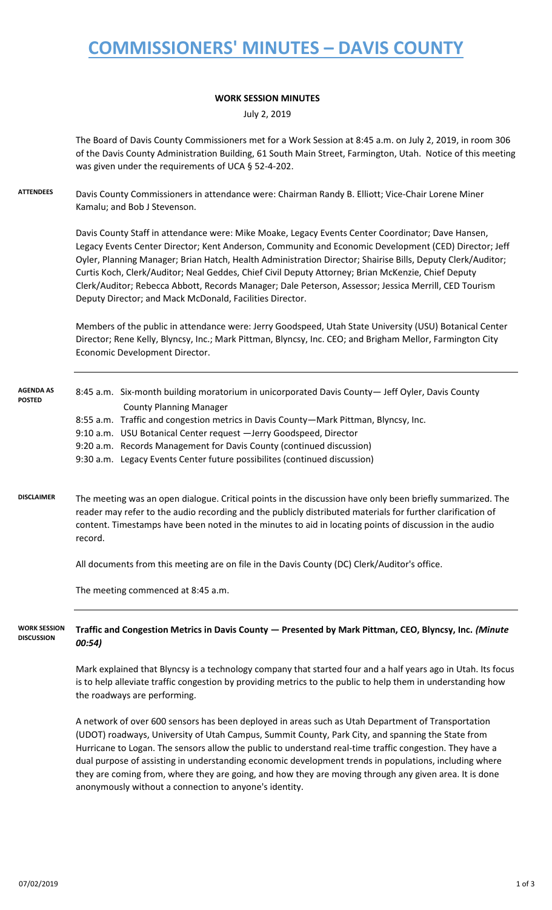# COMMISSIONERS' MINUTES – DAVIS COUNTY

## WORK SESSION MINUTES

July 2, 2019

The Board of Davis County Commissioners met for a Work Session at 8:45 a.m. on July 2, 2019, in room 306 of the Davis County Administration Building, 61 South Main Street, Farmington, Utah. Notice of this meeting was given under the requirements of UCA § 52-4-202.

**ATTENDEES**

Davis County Commissioners in attendance were: Chairman Randy B. Elliott; Vice-Chair Lorene Miner Kamalu; and Bob J Stevenson.

Davis County Staff in attendance were: Mike Moake, Legacy Events Center Coordinator; Dave Hansen, Legacy Events Center Director; Kent Anderson, Community and Economic Development (CED) Director; Jeff Oyler, Planning Manager; Brian Hatch, Health Administration Director; Shairise Bills, Deputy Clerk/Auditor; Curtis Koch, Clerk/Auditor; Neal Geddes, Chief Civil Deputy Attorney; Brian McKenzie, Chief Deputy Clerk/Auditor; Rebecca Abbott, Records Manager; Dale Peterson, Assessor; Jessica Merrill, CED Tourism Deputy Director; and Mack McDonald, Facilities Director.

Members of the public in attendance were: Jerry Goodspeed, Utah State University (USU) Botanical Center Director; Rene Kelly, Blyncsy, Inc.; Mark Pittman, Blyncsy, Inc. CEO; and Brigham Mellor, Farmington City Economic Development Director.

**AGENDA AS POSTED**

- 8:45 a.m. Six-month building moratorium in unicorporated Davis County— Jeff Oyler, Davis County County Planning Manager
- 8:55 a.m. Traffic and congestion metrics in Davis County—Mark Pittman, Blyncsy, Inc.
- 9:10 a.m. USU Botanical Center request —Jerry Goodspeed, Director
- 9:20 a.m. Records Management for Davis County (continued discussion)
- 9:30 a.m. Legacy Events Center future possibilites (continued discussion)

**DISCLAIMER**

The meeting was an open dialogue. Critical points in the discussion have only been briefly summarized. The reader may refer to the audio recording and the publicly distributed materials for further clarification of content. Timestamps have been noted in the minutes to aid in locating points of discussion in the audio record.

All documents from this meeting are on file in the Davis County (DC) Clerk/Auditor's office.

The meeting commenced at 8:45 a.m.

**WORK SESSION DISCUSSION**

### Traffic and Congestion Metrics in Davis County — Presented by Mark Pittman, CEO, Blyncsy, Inc. *(Minute 00:54)*

Mark explained that Blyncsy is a technology company that started four and a half years ago in Utah. Its focus is to help alleviate traffic congestion by providing metrics to the public to help them in understanding how the roadways are performing.

A network of over 600 sensors has been deployed in areas such as Utah Department of Transportation (UDOT) roadways, University of Utah Campus, Summit County, Park City, and spanning the State from Hurricane to Logan. The sensors allow the public to understand real-time traffic congestion. They have a dual purpose of assisting in understanding economic development trends in populations, including where they are coming from, where they are going, and how they are moving through any given area. It is done anonymously without a connection to anyone's identity.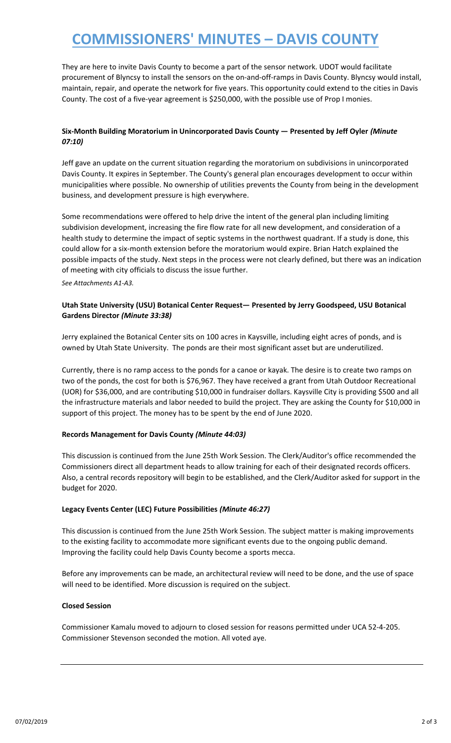They are here to invite Davis County to become a part of the sensor network. UDOT would facilitate procurement of Blyncsy to install the sensors on the on-and-off-ramps in Davis County. Blyncsy would install, maintain, repair, and operate the network for five years. This opportunity could extend to the cities in Davis County. The cost of a five-year agreement is $250,000, with the possible use of Prop I monies.

**Six-Month Building Moratorium in Unincorporated Davis County — Presented by Jeff Oyler *(Minute 07:10)***

Jeff gave an update on the current situation regarding the moratorium on subdivisions in unincorporated Davis County. It expires in September. The County's general plan encourages development to occur within municipalities where possible. No ownership of utilities prevents the County from being in the development business, and development pressure is high everywhere.

Some recommendations were offered to help drive the intent of the general plan including limiting subdivision development, increasing the fire flow rate for all new development, and consideration of a health study to determine the impact of septic systems in the northwest quadrant. If a study is done, this could allow for a six-month extension before the moratorium would expire. Brian Hatch explained the possible impacts of the study. Next steps in the process were not clearly defined, but there was an indication of meeting with city officials to discuss the issue further.

*See Attachments A1-A3.*

**Utah State University (USU) Botanical Center Request— Presented by Jerry Goodspeed, USU Botanical Gardens Director *(Minute 33:38)***

Jerry explained the Botanical Center sits on 100 acres in Kaysville, including eight acres of ponds, and is owned by Utah State University. The ponds are their most significant asset but are underutilized.

Currently, there is no ramp access to the ponds for a canoe or kayak. The desire is to create two ramps on two of the ponds, the cost for both is $76,967. They have received a grant from Utah Outdoor Recreational (UOR) for $36,000, and are contributing $10,000 in fundraiser dollars. Kaysville City is providing $500 and all the infrastructure materials and labor needed to build the project. They are asking the County for $10,000 in support of this project. The money has to be spent by the end of June 2020.

**Records Management for Davis County *(Minute 44:03)***

This discussion is continued from the June 25th Work Session. The Clerk/Auditor's office recommended the Commissioners direct all department heads to allow training for each of their designated records officers. Also, a central records repository will begin to be established, and the Clerk/Auditor asked for support in the budget for 2020.

**Legacy Events Center (LEC) Future Possibilities *(Minute 46:27)***

This discussion is continued from the June 25th Work Session. The subject matter is making improvements to the existing facility to accommodate more significant events due to the ongoing public demand. Improving the facility could help Davis County become a sports mecca.

Before any improvements can be made, an architectural review will need to be done, and the use of space will need to be identified. More discussion is required on the subject.

**Closed Session**

Commissioner Kamalu moved to adjourn to closed session for reasons permitted under UCA 52-4-205. Commissioner Stevenson seconded the motion. All voted aye.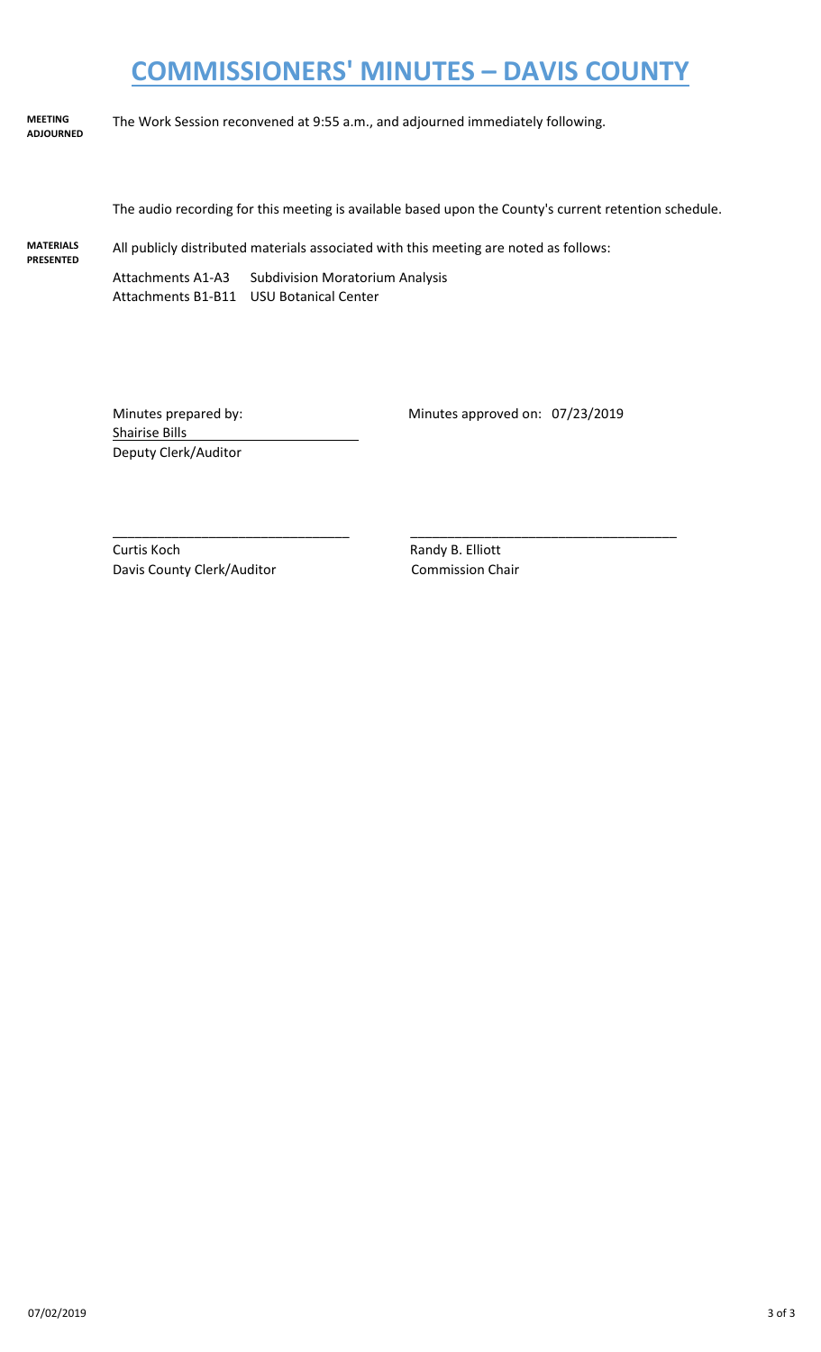# COMMISSIONERS' MINUTES – DAVIS COUNTY

**MEETING ADJOURNED**

The Work Session reconvened at 9:55 a.m., and adjourned immediately following.

The audio recording for this meeting is available based upon the County's current retention schedule.

**MATERIALS PRESENTED**

All publicly distributed materials associated with this meeting are noted as follows:

| | |
|---|---|
| Attachments A1-A3 | Subdivision Moratorium Analysis |
| Attachments B1-B11 | USU Botanical Center |

Minutes prepared by: Shairise Bills
Deputy Clerk/Auditor

Minutes approved on: 07/23/2019

\_\_\_\_\_\_\_\_\_\_\_\_\_\_\_\_\_\_\_\_\_\_\_\_\_\_\_\_\_\_\_\_
Curtis Koch
Davis County Clerk/Auditor

\_\_\_\_\_\_\_\_\_\_\_\_\_\_\_\_\_\_\_\_\_\_\_\_\_\_\_\_\_\_\_\_
Randy B. Elliott
Commission Chair